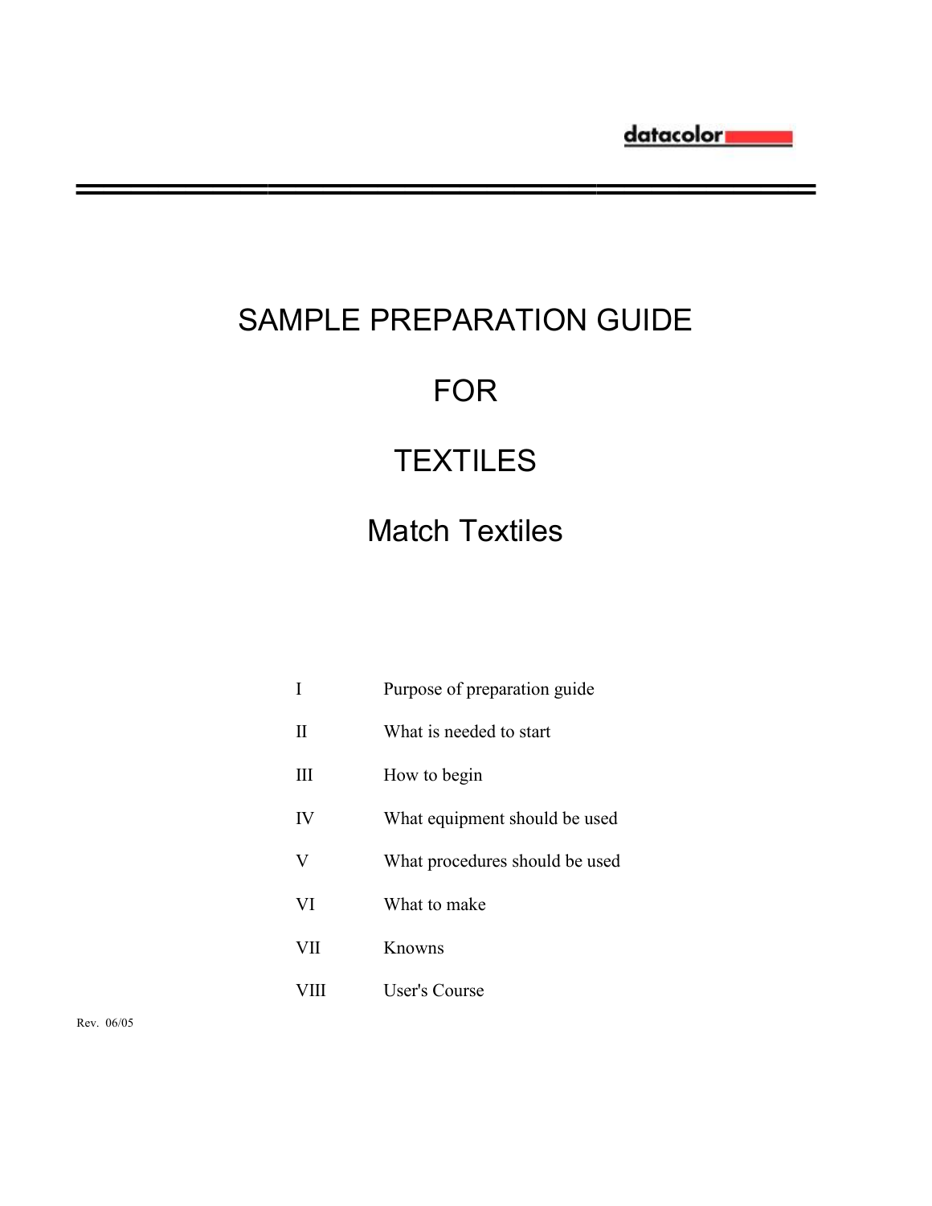datacolor

# SAMPLE PREPARATION GUIDE

# FOR

# TEXTILES

## Match Textiles

| | |
|---|---|
| I | Purpose of preparation guide |
| II | What is needed to start |
| III | How to begin |
| IV | What equipment should be used |
| V | What procedures should be used |
| VI | What to make |
| VII | Knowns |
| VIII | User's Course |

Rev. 06/05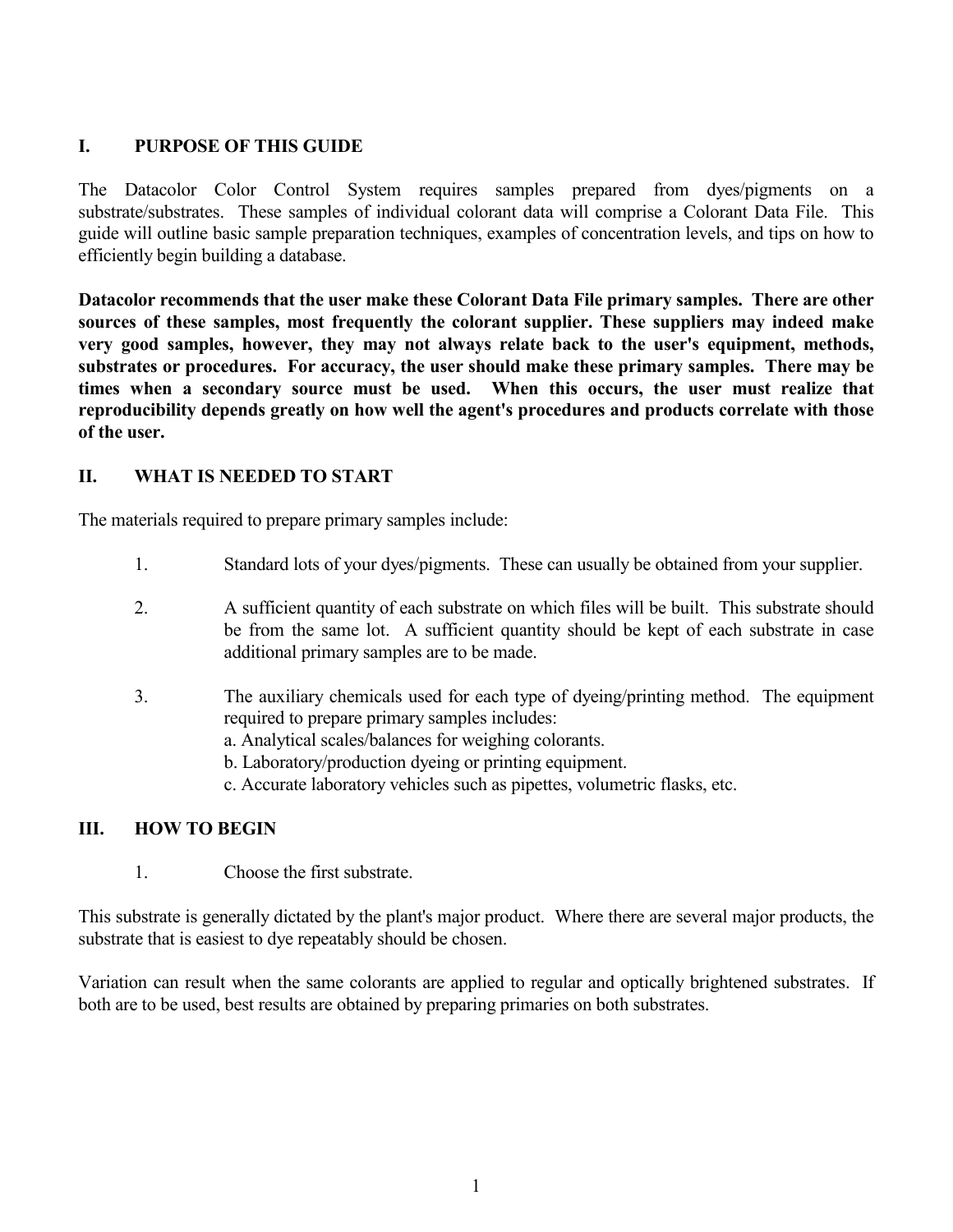## I. PURPOSE OF THIS GUIDE

The Datacolor Color Control System requires samples prepared from dyes/pigments on a substrate/substrates. These samples of individual colorant data will comprise a Colorant Data File. This guide will outline basic sample preparation techniques, examples of concentration levels, and tips on how to efficiently begin building a database.

**Datacolor recommends that the user make these Colorant Data File primary samples. There are other sources of these samples, most frequently the colorant supplier. These suppliers may indeed make very good samples, however, they may not always relate back to the user's equipment, methods, substrates or procedures. For accuracy, the user should make these primary samples. There may be times when a secondary source must be used. When this occurs, the user must realize that reproducibility depends greatly on how well the agent's procedures and products correlate with those of the user.**

## II. WHAT IS NEEDED TO START

The materials required to prepare primary samples include:

1. Standard lots of your dyes/pigments. These can usually be obtained from your supplier.

2. A sufficient quantity of each substrate on which files will be built. This substrate should be from the same lot. A sufficient quantity should be kept of each substrate in case additional primary samples are to be made.

3. The auxiliary chemicals used for each type of dyeing/printing method. The equipment required to prepare primary samples includes:
   a. Analytical scales/balances for weighing colorants.
   b. Laboratory/production dyeing or printing equipment.
   c. Accurate laboratory vehicles such as pipettes, volumetric flasks, etc.

## III. HOW TO BEGIN

1. Choose the first substrate.

This substrate is generally dictated by the plant's major product. Where there are several major products, the substrate that is easiest to dye repeatably should be chosen.

Variation can result when the same colorants are applied to regular and optically brightened substrates. If both are to be used, best results are obtained by preparing primaries on both substrates.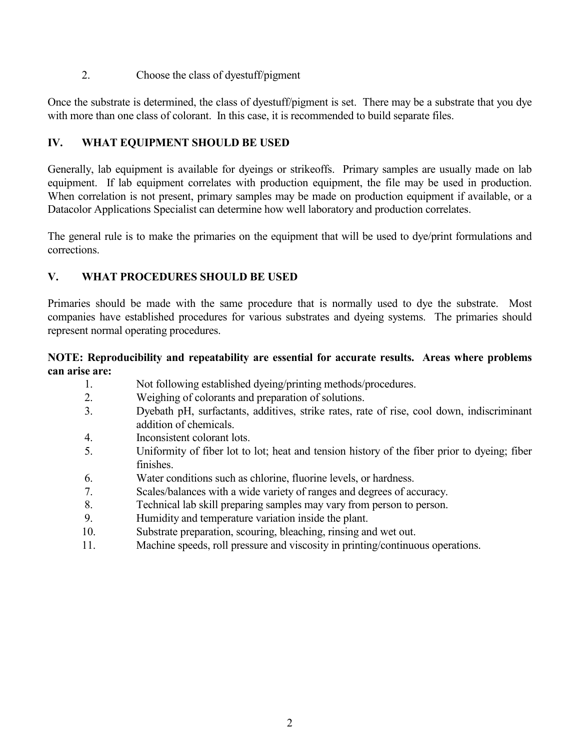2. Choose the class of dyestuff/pigment

Once the substrate is determined, the class of dyestuff/pigment is set. There may be a substrate that you dye with more than one class of colorant. In this case, it is recommended to build separate files.

## IV. WHAT EQUIPMENT SHOULD BE USED

Generally, lab equipment is available for dyeings or strikeoffs. Primary samples are usually made on lab equipment. If lab equipment correlates with production equipment, the file may be used in production. When correlation is not present, primary samples may be made on production equipment if available, or a Datacolor Applications Specialist can determine how well laboratory and production correlates.

The general rule is to make the primaries on the equipment that will be used to dye/print formulations and corrections.

## V. WHAT PROCEDURES SHOULD BE USED

Primaries should be made with the same procedure that is normally used to dye the substrate. Most companies have established procedures for various substrates and dyeing systems. The primaries should represent normal operating procedures.

**NOTE: Reproducibility and repeatability are essential for accurate results. Areas where problems can arise are:**

1. Not following established dyeing/printing methods/procedures.
2. Weighing of colorants and preparation of solutions.
3. Dyebath pH, surfactants, additives, strike rates, rate of rise, cool down, indiscriminant addition of chemicals.
4. Inconsistent colorant lots.
5. Uniformity of fiber lot to lot; heat and tension history of the fiber prior to dyeing; fiber finishes.
6. Water conditions such as chlorine, fluorine levels, or hardness.
7. Scales/balances with a wide variety of ranges and degrees of accuracy.
8. Technical lab skill preparing samples may vary from person to person.
9. Humidity and temperature variation inside the plant.
10. Substrate preparation, scouring, bleaching, rinsing and wet out.
11. Machine speeds, roll pressure and viscosity in printing/continuous operations.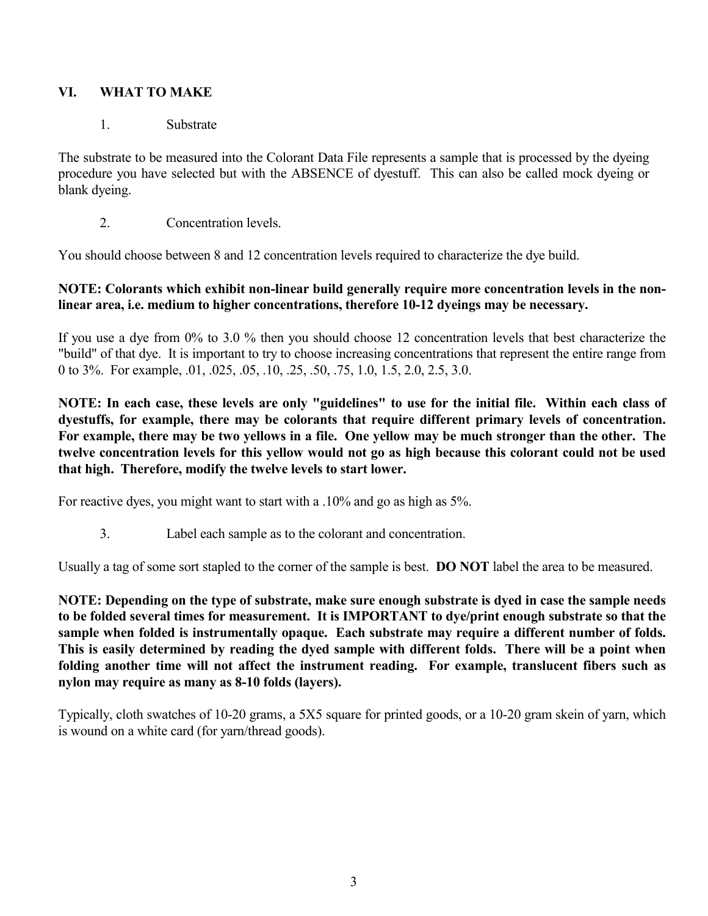## VI. WHAT TO MAKE

### 1. Substrate

The substrate to be measured into the Colorant Data File represents a sample that is processed by the dyeing procedure you have selected but with the ABSENCE of dyestuff. This can also be called mock dyeing or blank dyeing.

### 2. Concentration levels.

You should choose between 8 and 12 concentration levels required to characterize the dye build.

**NOTE: Colorants which exhibit non-linear build generally require more concentration levels in the non-linear area, i.e. medium to higher concentrations, therefore 10-12 dyeings may be necessary.**

If you use a dye from 0% to 3.0 % then you should choose 12 concentration levels that best characterize the "build" of that dye. It is important to try to choose increasing concentrations that represent the entire range from 0 to 3%. For example, .01, .025, .05, .10, .25, .50, .75, 1.0, 1.5, 2.0, 2.5, 3.0.

**NOTE: In each case, these levels are only "guidelines" to use for the initial file. Within each class of dyestuffs, for example, there may be colorants that require different primary levels of concentration. For example, there may be two yellows in a file. One yellow may be much stronger than the other. The twelve concentration levels for this yellow would not go as high because this colorant could not be used that high. Therefore, modify the twelve levels to start lower.**

For reactive dyes, you might want to start with a .10% and go as high as 5%.

### 3. Label each sample as to the colorant and concentration.

Usually a tag of some sort stapled to the corner of the sample is best. **DO NOT** label the area to be measured.

**NOTE: Depending on the type of substrate, make sure enough substrate is dyed in case the sample needs to be folded several times for measurement. It is IMPORTANT to dye/print enough substrate so that the sample when folded is instrumentally opaque. Each substrate may require a different number of folds. This is easily determined by reading the dyed sample with different folds. There will be a point when folding another time will not affect the instrument reading. For example, translucent fibers such as nylon may require as many as 8-10 folds (layers).**

Typically, cloth swatches of 10-20 grams, a 5X5 square for printed goods, or a 10-20 gram skein of yarn, which is wound on a white card (for yarn/thread goods).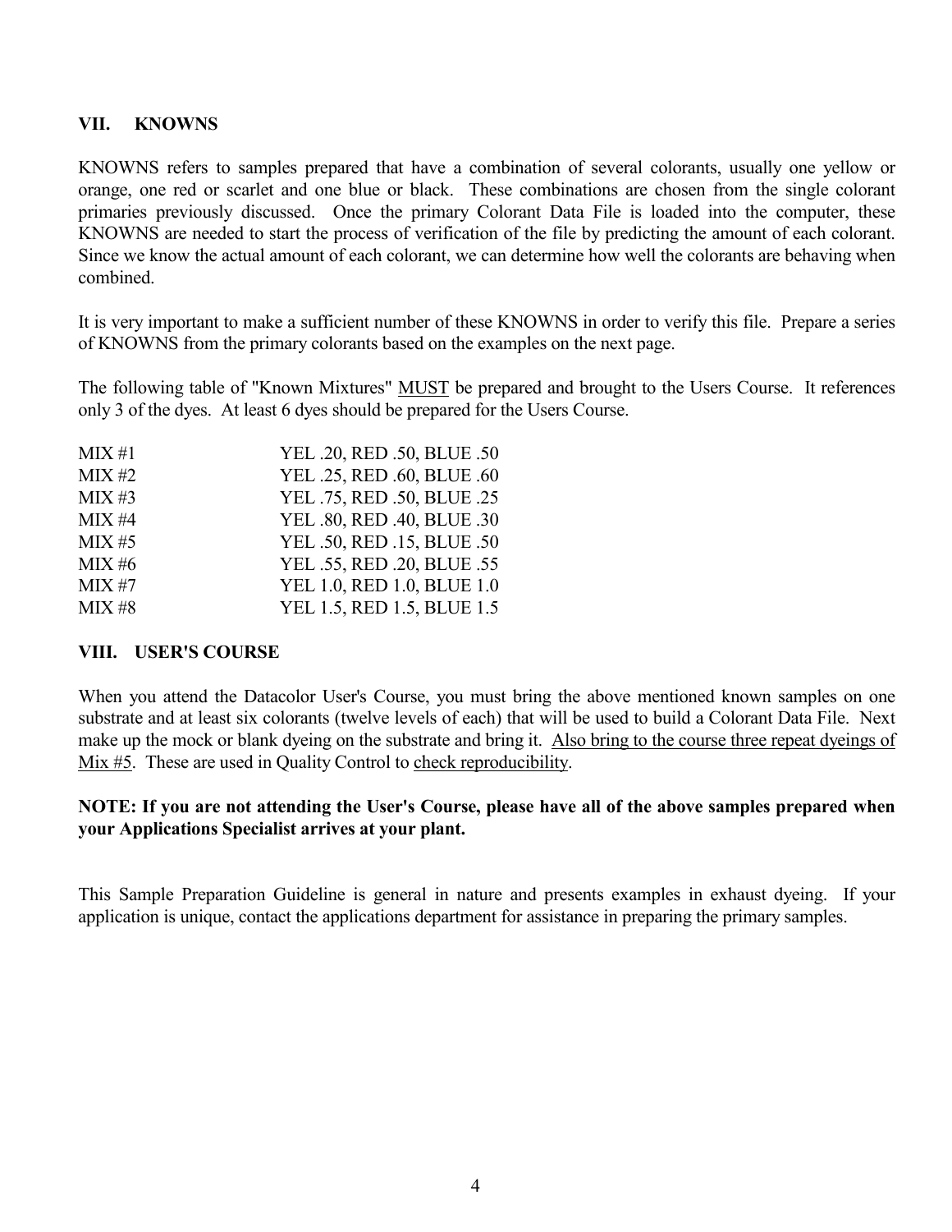## VII. KNOWNS

KNOWNS refers to samples prepared that have a combination of several colorants, usually one yellow or orange, one red or scarlet and one blue or black. These combinations are chosen from the single colorant primaries previously discussed. Once the primary Colorant Data File is loaded into the computer, these KNOWNS are needed to start the process of verification of the file by predicting the amount of each colorant. Since we know the actual amount of each colorant, we can determine how well the colorants are behaving when combined.

It is very important to make a sufficient number of these KNOWNS in order to verify this file. Prepare a series of KNOWNS from the primary colorants based on the examples on the next page.

The following table of "Known Mixtures" <u>MUST</u> be prepared and brought to the Users Course. It references only 3 of the dyes. At least 6 dyes should be prepared for the Users Course.

| | |
|---|---|
| MIX #1 | YEL .20, RED .50, BLUE .50 |
| MIX #2 | YEL .25, RED .60, BLUE .60 |
| MIX #3 | YEL .75, RED .50, BLUE .25 |
| MIX #4 | YEL .80, RED .40, BLUE .30 |
| MIX #5 | YEL .50, RED .15, BLUE .50 |
| MIX #6 | YEL .55, RED .20, BLUE .55 |
| MIX #7 | YEL 1.0, RED 1.0, BLUE 1.0 |
| MIX #8 | YEL 1.5, RED 1.5, BLUE 1.5 |

## VIII. USER'S COURSE

When you attend the Datacolor User's Course, you must bring the above mentioned known samples on one substrate and at least six colorants (twelve levels of each) that will be used to build a Colorant Data File. Next make up the mock or blank dyeing on the substrate and bring it. <u>Also bring to the course three repeat dyeings of Mix #5</u>. These are used in Quality Control to <u>check reproducibility</u>.

**NOTE: If you are not attending the User's Course, please have all of the above samples prepared when your Applications Specialist arrives at your plant.**

This Sample Preparation Guideline is general in nature and presents examples in exhaust dyeing. If your application is unique, contact the applications department for assistance in preparing the primary samples.